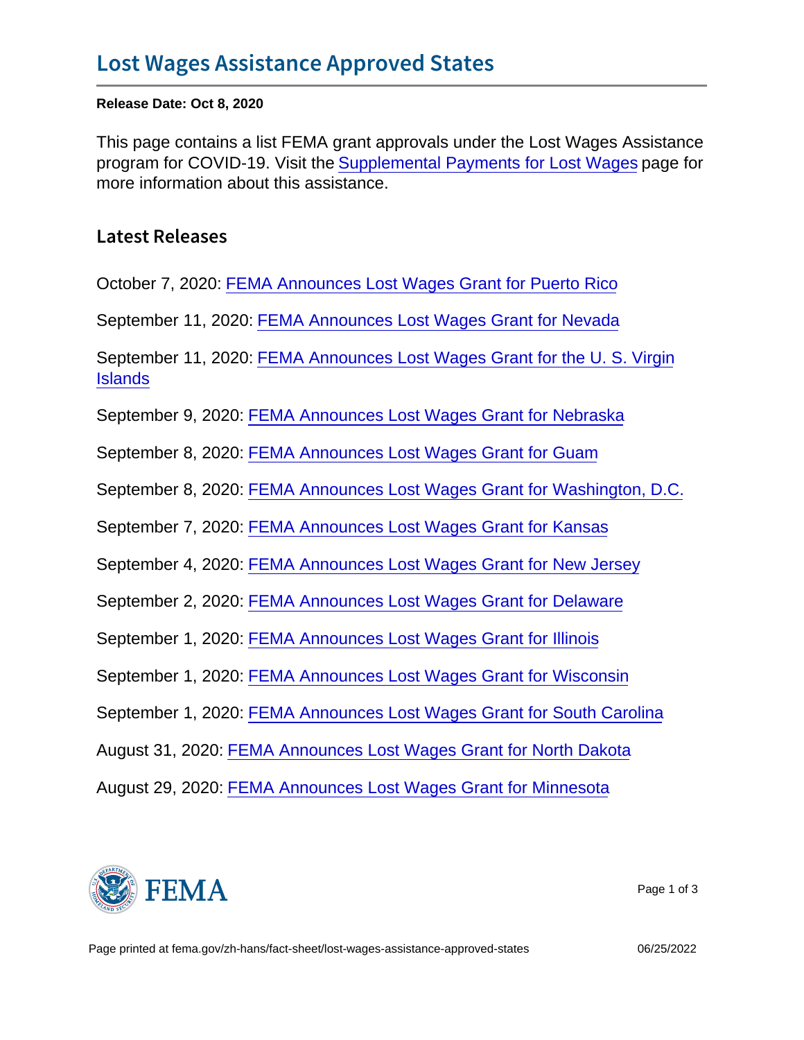# Lost Wages Assistance Approved States

**Release Date: Oct 8, 2020**

This page contains a list FEMA grant approvals under the Lost Wages Assistance program for COVID-19. Visit the Supplemental Payments for Lost Wages page for more information about this assistance.

## Latest Releases

October 7, 2020: FEMA Announces Lost Wages Grant for Puerto Rico

September 11, 2020: FEMA Announces Lost Wages Grant for Nevada

September 11, 2020: FEMA Announces Lost Wages Grant for the U. S. Virgin Islands

September 9, 2020: FEMA Announces Lost Wages Grant for Nebraska

September 8, 2020: FEMA Announces Lost Wages Grant for Guam

September 8, 2020: FEMA Announces Lost Wages Grant for Washington, D.C.

September 7, 2020: FEMA Announces Lost Wages Grant for Kansas

September 4, 2020: FEMA Announces Lost Wages Grant for New Jersey

September 2, 2020: FEMA Announces Lost Wages Grant for Delaware

September 1, 2020: FEMA Announces Lost Wages Grant for Illinois

September 1, 2020: FEMA Announces Lost Wages Grant for Wisconsin

September 1, 2020: FEMA Announces Lost Wages Grant for South Carolina

August 31, 2020: FEMA Announces Lost Wages Grant for North Dakota

August 29, 2020: FEMA Announces Lost Wages Grant for Minnesota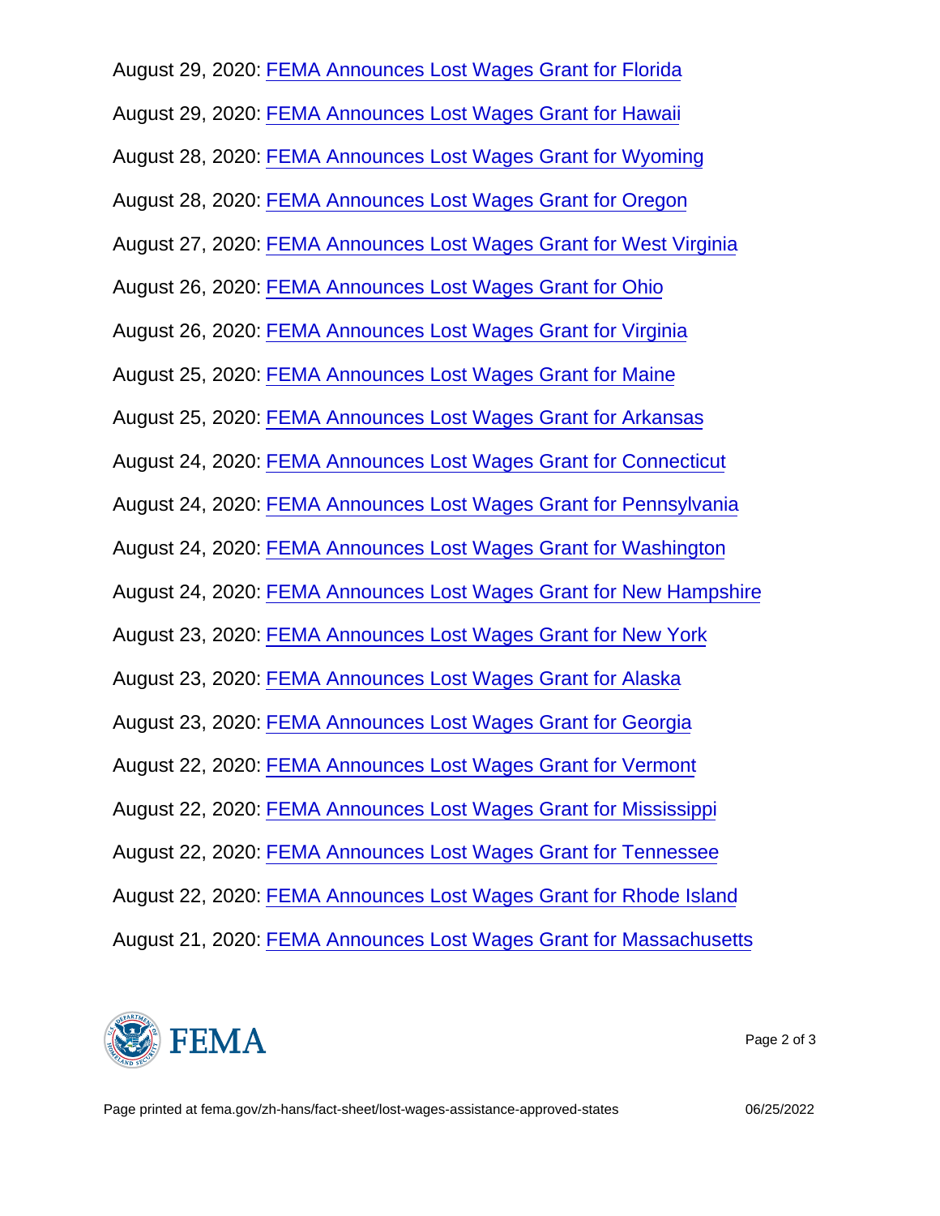August 29, 2020: FEMA Announces Lost Wages Grant for Florida

August 29, 2020: FEMA Announces Lost Wages Grant for Hawaii

August 28, 2020: FEMA Announces Lost Wages Grant for Wyoming

August 28, 2020: FEMA Announces Lost Wages Grant for Oregon

August 27, 2020: FEMA Announces Lost Wages Grant for West Virginia

August 26, 2020: FEMA Announces Lost Wages Grant for Ohio

August 26, 2020: FEMA Announces Lost Wages Grant for Virginia

August 25, 2020: FEMA Announces Lost Wages Grant for Maine

August 25, 2020: FEMA Announces Lost Wages Grant for Arkansas

August 24, 2020: FEMA Announces Lost Wages Grant for Connecticut

August 24, 2020: FEMA Announces Lost Wages Grant for Pennsylvania

August 24, 2020: FEMA Announces Lost Wages Grant for Washington

August 24, 2020: FEMA Announces Lost Wages Grant for New Hampshire

August 23, 2020: FEMA Announces Lost Wages Grant for New York

August 23, 2020: FEMA Announces Lost Wages Grant for Alaska

August 23, 2020: FEMA Announces Lost Wages Grant for Georgia

August 22, 2020: FEMA Announces Lost Wages Grant for Vermont

August 22, 2020: FEMA Announces Lost Wages Grant for Mississippi

August 22, 2020: FEMA Announces Lost Wages Grant for Tennessee

August 22, 2020: FEMA Announces Lost Wages Grant for Rhode Island

August 21, 2020: FEMA Announces Lost Wages Grant for Massachusetts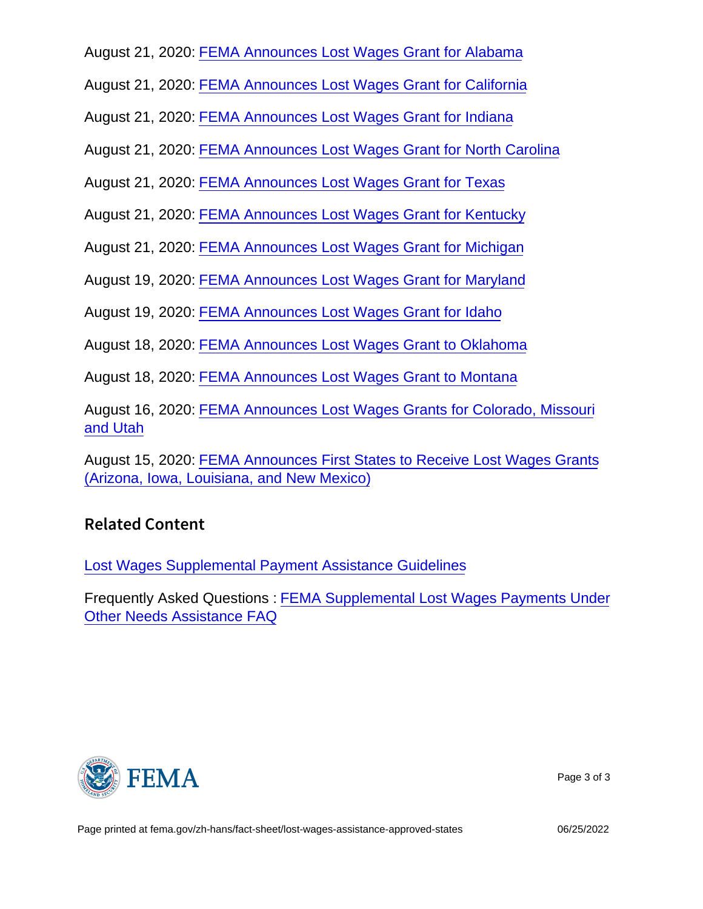August 21, 2020: FEMA Announces Lost Wages Grant for Alabama

August 21, 2020: FEMA Announces Lost Wages Grant for California

August 21, 2020: FEMA Announces Lost Wages Grant for Indiana

August 21, 2020: FEMA Announces Lost Wages Grant for North Carolina

August 21, 2020: FEMA Announces Lost Wages Grant for Texas

August 21, 2020: FEMA Announces Lost Wages Grant for Kentucky

August 21, 2020: FEMA Announces Lost Wages Grant for Michigan

August 19, 2020: FEMA Announces Lost Wages Grant for Maryland

August 19, 2020: FEMA Announces Lost Wages Grant for Idaho

August 18, 2020: FEMA Announces Lost Wages Grant to Oklahoma

August 18, 2020: FEMA Announces Lost Wages Grant to Montana

August 16, 2020: FEMA Announces Lost Wages Grants for Colorado, Missouri and Utah

August 15, 2020: FEMA Announces First States to Receive Lost Wages Grants (Arizona, Iowa, Louisiana, and New Mexico)

## Related Content

Lost Wages Supplemental Payment Assistance Guidelines

Frequently Asked Questions : FEMA Supplemental Lost Wages Payments Under Other Needs Assistance FAQ